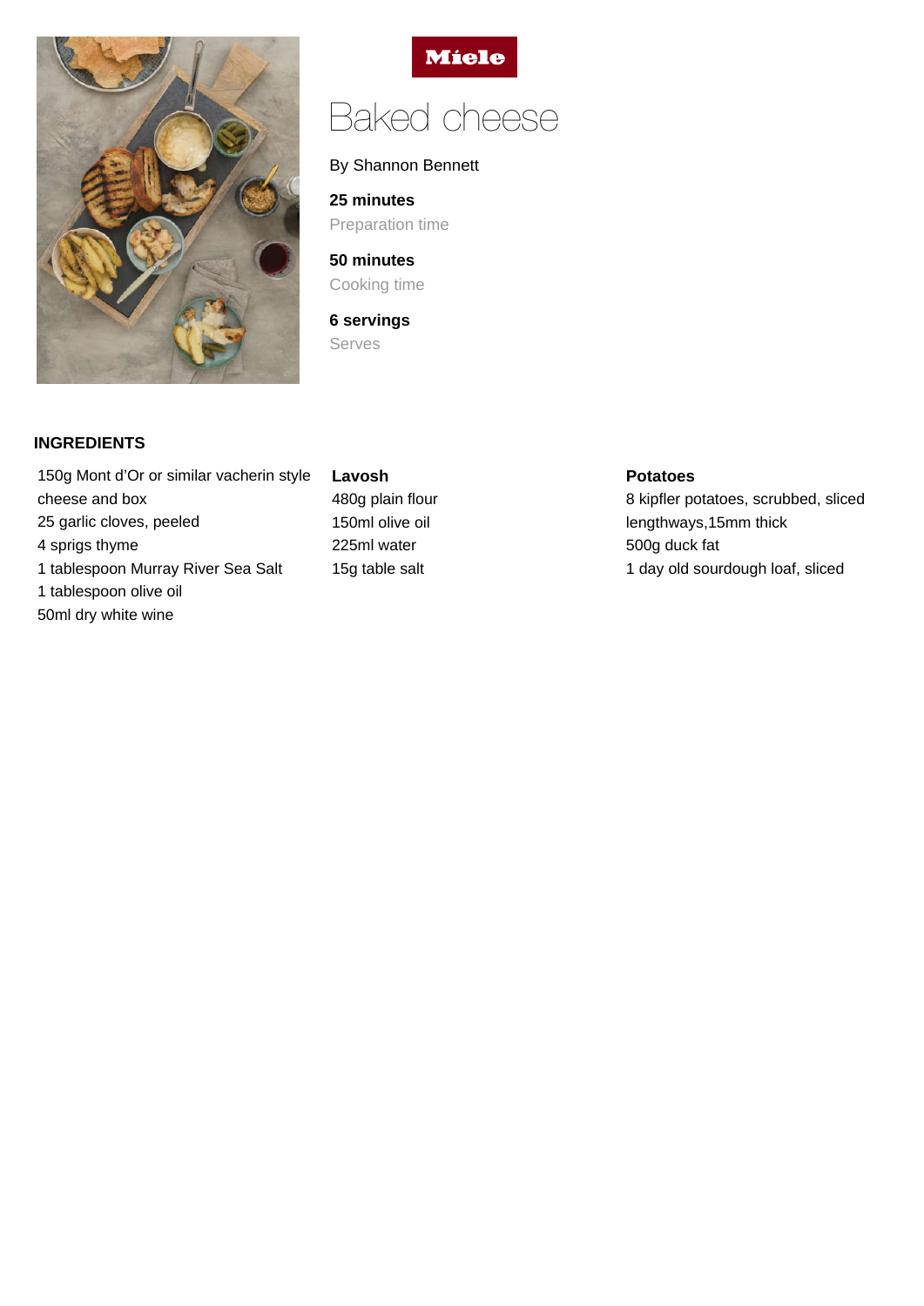Miele

# Baked cheese

By Shannon Bennett

**25 minutes**
Preparation time

**50 minutes**
Cooking time

**6 servings**
Serves

## INGREDIENTS

150g Mont d'Or or similar vacherin style cheese and box
25 garlic cloves, peeled
4 sprigs thyme
1 tablespoon Murray River Sea Salt
1 tablespoon olive oil
50ml dry white wine

**Lavosh**

480g plain flour
150ml olive oil
225ml water
15g table salt

**Potatoes**

8 kipfler potatoes, scrubbed, sliced lengthways,15mm thick
500g duck fat
1 day old sourdough loaf, sliced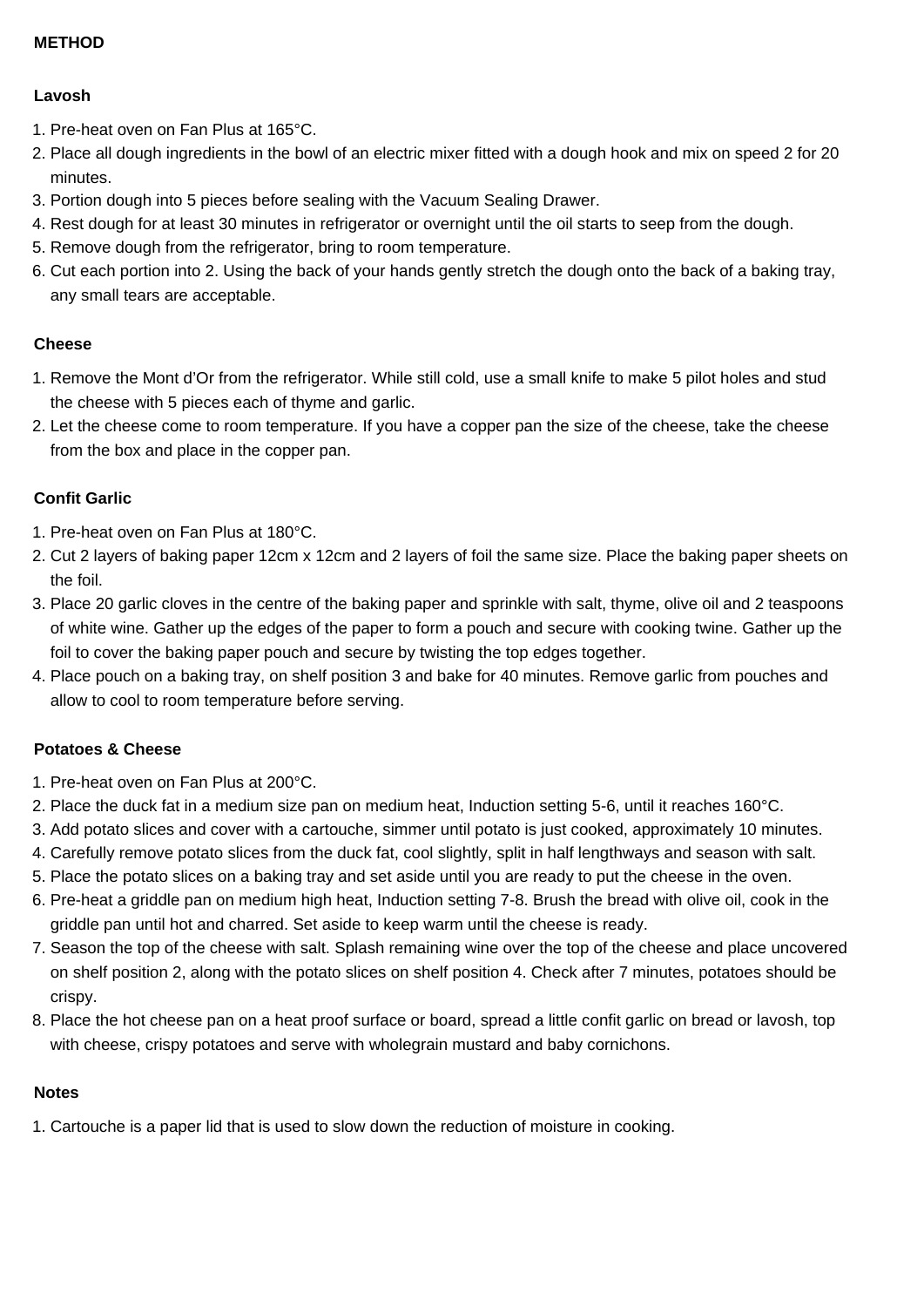**METHOD**

**Lavosh**

1. Pre-heat oven on Fan Plus at 165°C.
2. Place all dough ingredients in the bowl of an electric mixer fitted with a dough hook and mix on speed 2 for 20 minutes.
3. Portion dough into 5 pieces before sealing with the Vacuum Sealing Drawer.
4. Rest dough for at least 30 minutes in refrigerator or overnight until the oil starts to seep from the dough.
5. Remove dough from the refrigerator, bring to room temperature.
6. Cut each portion into 2. Using the back of your hands gently stretch the dough onto the back of a baking tray, any small tears are acceptable.

**Cheese**

1. Remove the Mont d'Or from the refrigerator. While still cold, use a small knife to make 5 pilot holes and stud the cheese with 5 pieces each of thyme and garlic.
2. Let the cheese come to room temperature. If you have a copper pan the size of the cheese, take the cheese from the box and place in the copper pan.

**Confit Garlic**

1. Pre-heat oven on Fan Plus at 180°C.
2. Cut 2 layers of baking paper 12cm x 12cm and 2 layers of foil the same size. Place the baking paper sheets on the foil.
3. Place 20 garlic cloves in the centre of the baking paper and sprinkle with salt, thyme, olive oil and 2 teaspoons of white wine. Gather up the edges of the paper to form a pouch and secure with cooking twine. Gather up the foil to cover the baking paper pouch and secure by twisting the top edges together.
4. Place pouch on a baking tray, on shelf position 3 and bake for 40 minutes. Remove garlic from pouches and allow to cool to room temperature before serving.

**Potatoes & Cheese**

1. Pre-heat oven on Fan Plus at 200°C.
2. Place the duck fat in a medium size pan on medium heat, Induction setting 5-6, until it reaches 160°C.
3. Add potato slices and cover with a cartouche, simmer until potato is just cooked, approximately 10 minutes.
4. Carefully remove potato slices from the duck fat, cool slightly, split in half lengthways and season with salt.
5. Place the potato slices on a baking tray and set aside until you are ready to put the cheese in the oven.
6. Pre-heat a griddle pan on medium high heat, Induction setting 7-8. Brush the bread with olive oil, cook in the griddle pan until hot and charred. Set aside to keep warm until the cheese is ready.
7. Season the top of the cheese with salt. Splash remaining wine over the top of the cheese and place uncovered on shelf position 2, along with the potato slices on shelf position 4. Check after 7 minutes, potatoes should be crispy.
8. Place the hot cheese pan on a heat proof surface or board, spread a little confit garlic on bread or lavosh, top with cheese, crispy potatoes and serve with wholegrain mustard and baby cornichons.

**Notes**

1. Cartouche is a paper lid that is used to slow down the reduction of moisture in cooking.